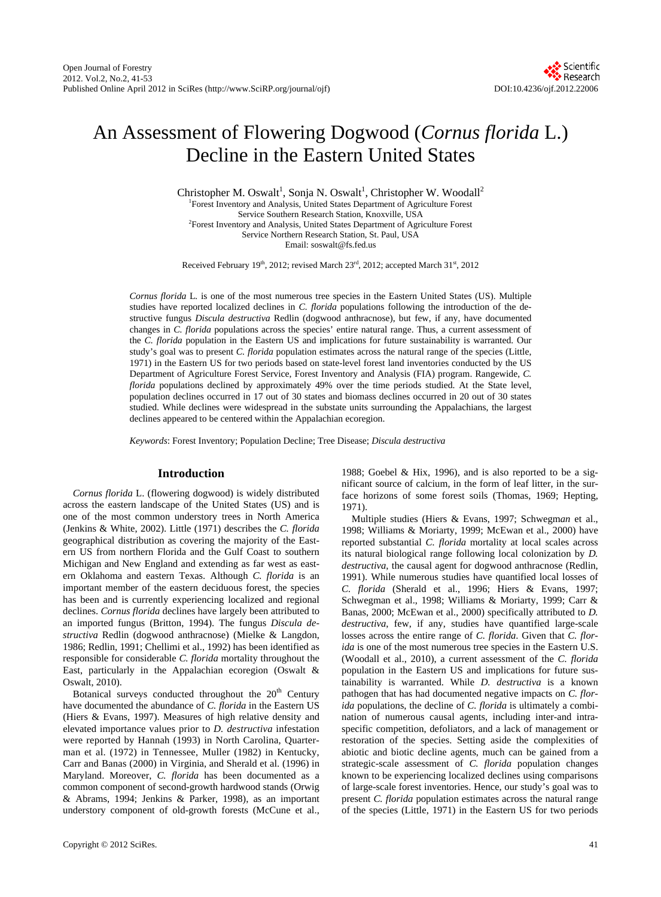# An Assessment of Flowering Dogwood (*Cornus florida* L.) Decline in the Eastern United States

Christopher M. Oswalt[1], Sonja N. Oswalt[1], Christopher W. Woodall[2]

[1]Forest Inventory and Analysis, United States Department of Agriculture Forest Service Southern Research Station, Knoxville, USA

[2]Forest Inventory and Analysis, United States Department of Agriculture Forest Service Northern Research Station, St. Paul, USA

Email: soswalt@fs.fed.us

Received February 19th, 2012; revised March 23rd, 2012; accepted March 31st, 2012

*Cornus florida* L. is one of the most numerous tree species in the Eastern United States (US). Multiple studies have reported localized declines in *C. florida* populations following the introduction of the destructive fungus *Discula destructiva* Redlin (dogwood anthracnose), but few, if any, have documented changes in *C. florida* populations across the species' entire natural range. Thus, a current assessment of the *C. florida* population in the Eastern US and implications for future sustainability is warranted. Our study's goal was to present *C. florida* population estimates across the natural range of the species (Little, 1971) in the Eastern US for two periods based on state-level forest land inventories conducted by the US Department of Agriculture Forest Service, Forest Inventory and Analysis (FIA) program. Rangewide, *C. florida* populations declined by approximately 49% over the time periods studied. At the State level, population declines occurred in 17 out of 30 states and biomass declines occurred in 20 out of 30 states studied. While declines were widespread in the substate units surrounding the Appalachians, the largest declines appeared to be centered within the Appalachian ecoregion.

*Keywords*: Forest Inventory; Population Decline; Tree Disease; *Discula destructiva*

## Introduction

*Cornus florida* L. (flowering dogwood) is widely distributed across the eastern landscape of the United States (US) and is one of the most common understory trees in North America (Jenkins & White, 2002). Little (1971) describes the *C. florida* geographical distribution as covering the majority of the Eastern US from northern Florida and the Gulf Coast to southern Michigan and New England and extending as far west as eastern Oklahoma and eastern Texas. Although *C. florida* is an important member of the eastern deciduous forest, the species has been and is currently experiencing localized and regional declines. *Cornus florida* declines have largely been attributed to an imported fungus (Britton, 1994). The fungus *Discula destructiva* Redlin (dogwood anthracnose) (Mielke & Langdon, 1986; Redlin, 1991; Chellimi et al., 1992) has been identified as responsible for considerable *C. florida* mortality throughout the East, particularly in the Appalachian ecoregion (Oswalt & Oswalt, 2010).

Botanical surveys conducted throughout the 20th Century have documented the abundance of *C. florida* in the Eastern US (Hiers & Evans, 1997). Measures of high relative density and elevated importance values prior to *D. destructiva* infestation were reported by Hannah (1993) in North Carolina, Quarterman et al. (1972) in Tennessee, Muller (1982) in Kentucky, Carr and Banas (2000) in Virginia, and Sherald et al. (1996) in Maryland. Moreover, *C. florida* has been documented as a common component of second-growth hardwood stands (Orwig & Abrams, 1994; Jenkins & Parker, 1998), as an important understory component of old-growth forests (McCune et al., 1988; Goebel & Hix, 1996), and is also reported to be a significant source of calcium, in the form of leaf litter, in the surface horizons of some forest soils (Thomas, 1969; Hepting, 1971).

Multiple studies (Hiers & Evans, 1997; Schwegman et al., 1998; Williams & Moriarty, 1999; McEwan et al., 2000) have reported substantial *C. florida* mortality at local scales across its natural biological range following local colonization by *D. destructiva*, the causal agent for dogwood anthracnose (Redlin, 1991). While numerous studies have quantified local losses of *C. florida* (Sherald et al., 1996; Hiers & Evans, 1997; Schwegman et al., 1998; Williams & Moriarty, 1999; Carr & Banas, 2000; McEwan et al., 2000) specifically attributed to *D. destructiva*, few, if any, studies have quantified large-scale losses across the entire range of *C. florida*. Given that *C. florida* is one of the most numerous tree species in the Eastern U.S. (Woodall et al., 2010), a current assessment of the *C. florida* population in the Eastern US and implications for future sustainability is warranted. While *D. destructiva* is a known pathogen that has had documented negative impacts on *C. florida* populations, the decline of *C. florida* is ultimately a combination of numerous causal agents, including inter-and intra-specific competition, defoliators, and a lack of management or restoration of the species. Setting aside the complexities of abiotic and biotic decline agents, much can be gained from a strategic-scale assessment of *C. florida* population changes known to be experiencing localized declines using comparisons of large-scale forest inventories. Hence, our study's goal was to present *C. florida* population estimates across the natural range of the species (Little, 1971) in the Eastern US for two periods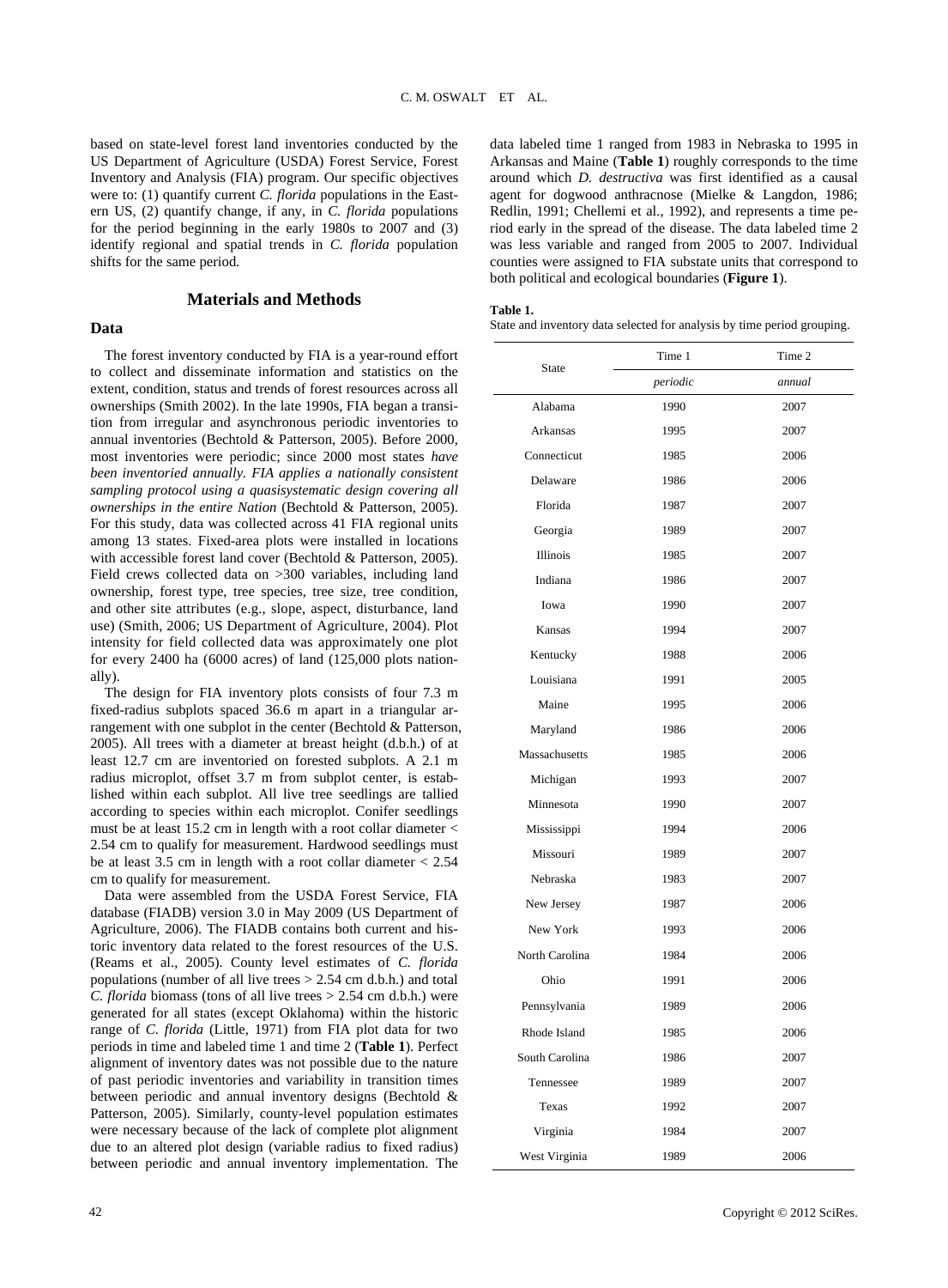based on state-level forest land inventories conducted by the US Department of Agriculture (USDA) Forest Service, Forest Inventory and Analysis (FIA) program. Our specific objectives were to: (1) quantify current *C. florida* populations in the Eastern US, (2) quantify change, if any, in *C. florida* populations for the period beginning in the early 1980s to 2007 and (3) identify regional and spatial trends in *C. florida* population shifts for the same period.

## Materials and Methods

### Data

The forest inventory conducted by FIA is a year-round effort to collect and disseminate information and statistics on the extent, condition, status and trends of forest resources across all ownerships (Smith 2002). In the late 1990s, FIA began a transition from irregular and asynchronous periodic inventories to annual inventories (Bechtold & Patterson, 2005). Before 2000, most inventories were periodic; since 2000 most states *have been inventoried annually. FIA applies a nationally consistent sampling protocol using a quasisystematic design covering all ownerships in the entire Nation* (Bechtold & Patterson, 2005). For this study, data was collected across 41 FIA regional units among 13 states. Fixed-area plots were installed in locations with accessible forest land cover (Bechtold & Patterson, 2005). Field crews collected data on >300 variables, including land ownership, forest type, tree species, tree size, tree condition, and other site attributes (e.g., slope, aspect, disturbance, land use) (Smith, 2006; US Department of Agriculture, 2004). Plot intensity for field collected data was approximately one plot for every 2400 ha (6000 acres) of land (125,000 plots nationally).

The design for FIA inventory plots consists of four 7.3 m fixed-radius subplots spaced 36.6 m apart in a triangular arrangement with one subplot in the center (Bechtold & Patterson, 2005). All trees with a diameter at breast height (d.b.h.) of at least 12.7 cm are inventoried on forested subplots. A 2.1 m radius microplot, offset 3.7 m from subplot center, is established within each subplot. All live tree seedlings are tallied according to species within each microplot. Conifer seedlings must be at least 15.2 cm in length with a root collar diameter < 2.54 cm to qualify for measurement. Hardwood seedlings must be at least 3.5 cm in length with a root collar diameter < 2.54 cm to qualify for measurement.

Data were assembled from the USDA Forest Service, FIA database (FIADB) version 3.0 in May 2009 (US Department of Agriculture, 2006). The FIADB contains both current and historic inventory data related to the forest resources of the U.S. (Reams et al., 2005). County level estimates of *C. florida* populations (number of all live trees > 2.54 cm d.b.h.) and total *C. florida* biomass (tons of all live trees > 2.54 cm d.b.h.) were generated for all states (except Oklahoma) within the historic range of *C. florida* (Little, 1971) from FIA plot data for two periods in time and labeled time 1 and time 2 (**Table 1**). Perfect alignment of inventory dates was not possible due to the nature of past periodic inventories and variability in transition times between periodic and annual inventory designs (Bechtold & Patterson, 2005). Similarly, county-level population estimates were necessary because of the lack of complete plot alignment due to an altered plot design (variable radius to fixed radius) between periodic and annual inventory implementation. The data labeled time 1 ranged from 1983 in Nebraska to 1995 in Arkansas and Maine (**Table 1**) roughly corresponds to the time around which *D. destructiva* was first identified as a causal agent for dogwood anthracnose (Mielke & Langdon, 1986; Redlin, 1991; Chellemi et al., 1992), and represents a time period early in the spread of the disease. The data labeled time 2 was less variable and ranged from 2005 to 2007. Individual counties were assigned to FIA substate units that correspond to both political and ecological boundaries (**Figure 1**).

**Table 1.**
State and inventory data selected for analysis by time period grouping.

| State | Time 1 | Time 2 |
|---|---|---|
| | *periodic* | *annual* |
| Alabama | 1990 | 2007 |
| Arkansas | 1995 | 2007 |
| Connecticut | 1985 | 2006 |
| Delaware | 1986 | 2006 |
| Florida | 1987 | 2007 |
| Georgia | 1989 | 2007 |
| Illinois | 1985 | 2007 |
| Indiana | 1986 | 2007 |
| Iowa | 1990 | 2007 |
| Kansas | 1994 | 2007 |
| Kentucky | 1988 | 2006 |
| Louisiana | 1991 | 2005 |
| Maine | 1995 | 2006 |
| Maryland | 1986 | 2006 |
| Massachusetts | 1985 | 2006 |
| Michigan | 1993 | 2007 |
| Minnesota | 1990 | 2007 |
| Mississippi | 1994 | 2006 |
| Missouri | 1989 | 2007 |
| Nebraska | 1983 | 2007 |
| New Jersey | 1987 | 2006 |
| New York | 1993 | 2006 |
| North Carolina | 1984 | 2006 |
| Ohio | 1991 | 2006 |
| Pennsylvania | 1989 | 2006 |
| Rhode Island | 1985 | 2006 |
| South Carolina | 1986 | 2007 |
| Tennessee | 1989 | 2007 |
| Texas | 1992 | 2007 |
| Virginia | 1984 | 2007 |
| West Virginia | 1989 | 2006 |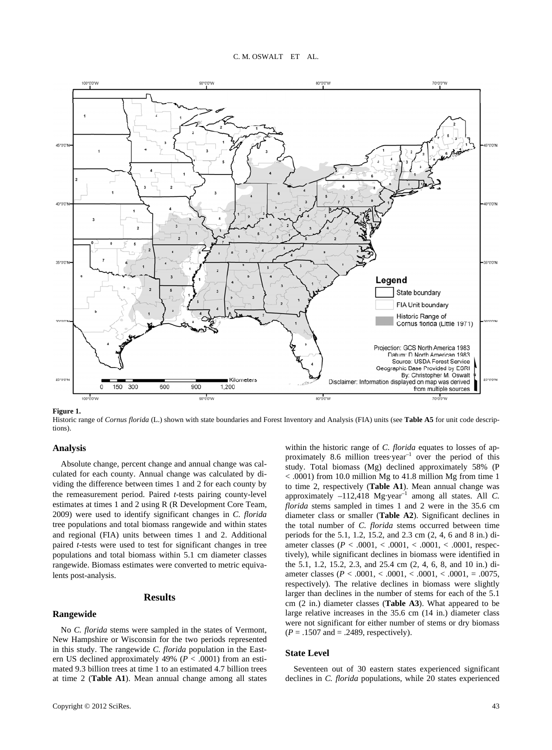**Figure 1.**
Historic range of *Cornus florida* (L.) shown with state boundaries and Forest Inventory and Analysis (FIA) units (see **Table A5** for unit code descriptions).

### Analysis

Absolute change, percent change and annual change was calculated for each county. Annual change was calculated by dividing the difference between times 1 and 2 for each county by the remeasurement period. Paired *t*-tests pairing county-level estimates at times 1 and 2 using R (R Development Core Team, 2009) were used to identify significant changes in *C. florida* tree populations and total biomass rangewide and within states and regional (FIA) units between times 1 and 2. Additional paired *t*-tests were used to test for significant changes in tree populations and total biomass within 5.1 cm diameter classes rangewide. Biomass estimates were converted to metric equivalents post-analysis.

## Results

### Rangewide

No *C. florida* stems were sampled in the states of Vermont, New Hampshire or Wisconsin for the two periods represented in this study. The rangewide *C. florida* population in the Eastern US declined approximately 49% ($P < .0001$) from an estimated 9.3 billion trees at time 1 to an estimated 4.7 billion trees at time 2 (**Table A1**). Mean annual change among all states within the historic range of *C. florida* equates to losses of approximately 8.6 million trees·year$^{-1}$ over the period of this study. Total biomass (Mg) declined approximately 58% ($P < .0001$) from 10.0 million Mg to 41.8 million Mg from time 1 to time 2, respectively (**Table A1**). Mean annual change was approximately –112,418 Mg·year$^{-1}$ among all states. All *C. florida* stems sampled in times 1 and 2 were in the 35.6 cm diameter class or smaller (**Table A2**). Significant declines in the total number of *C. florida* stems occurred between time periods for the 5.1, 1.2, 15.2, and 2.3 cm (2, 4, 6 and 8 in.) diameter classes ($P < .0001$, $< .0001$, $< .0001$, $< .0001$, respectively), while significant declines in biomass were identified in the 5.1, 1.2, 15.2, 2.3, and 25.4 cm (2, 4, 6, 8, and 10 in.) diameter classes ($P < .0001$, $< .0001$, $< .0001$, $< .0001$, $= .0075$, respectively). The relative declines in biomass were slightly larger than declines in the number of stems for each of the 5.1 cm (2 in.) diameter classes (**Table A3**). What appeared to be large relative increases in the 35.6 cm (14 in.) diameter class were not significant for either number of stems or dry biomass ($P = .1507$ and $= .2489$, respectively).

### State Level

Seventeen out of 30 eastern states experienced significant declines in *C. florida* populations, while 20 states experienced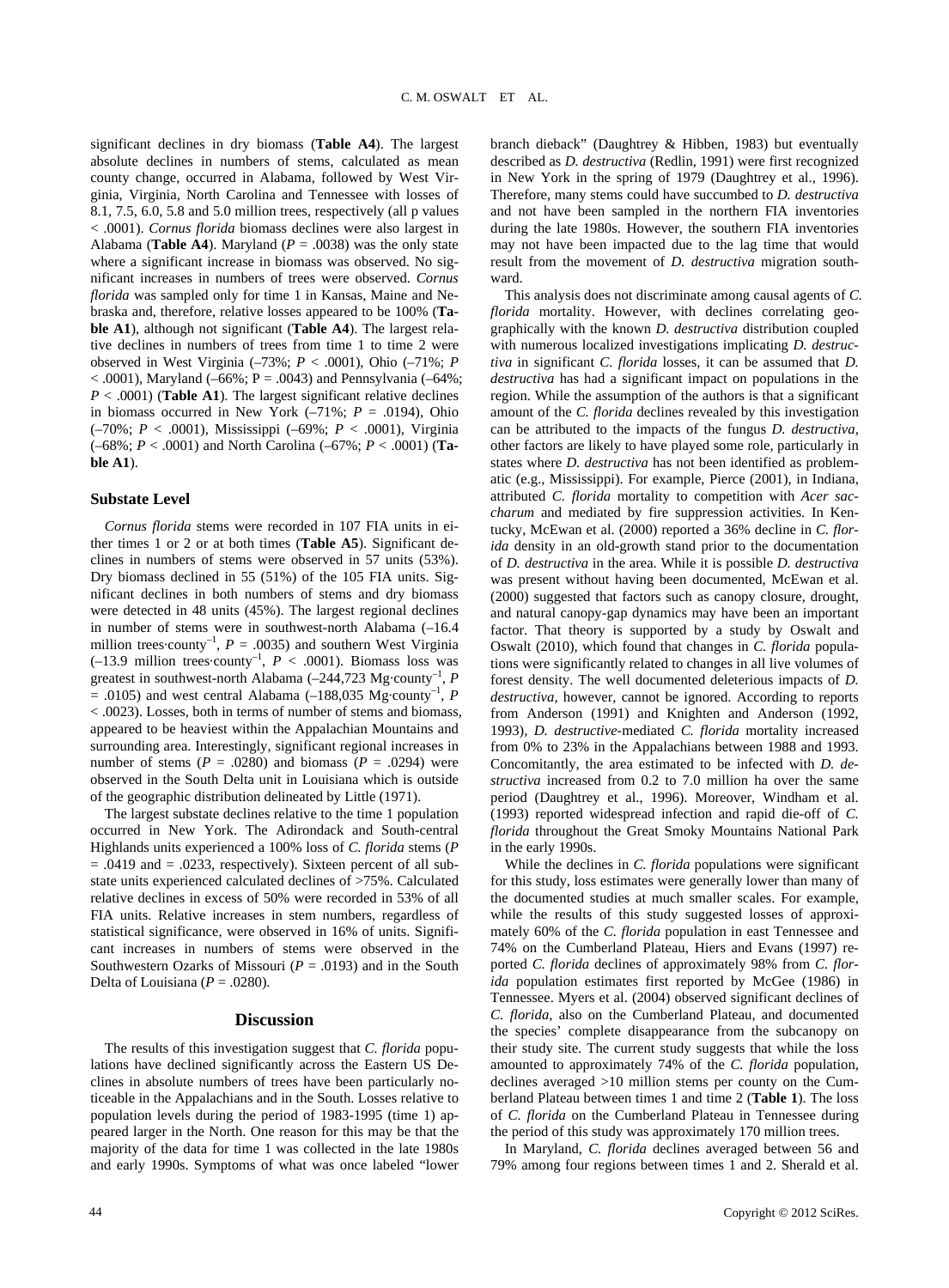significant declines in dry biomass (**Table A4**). The largest absolute declines in numbers of stems, calculated as mean county change, occurred in Alabama, followed by West Virginia, Virginia, North Carolina and Tennessee with losses of 8.1, 7.5, 6.0, 5.8 and 5.0 million trees, respectively (all p values < .0001). *Cornus florida* biomass declines were also largest in Alabama (**Table A4**). Maryland ($P$ = .0038) was the only state where a significant increase in biomass was observed. No significant increases in numbers of trees were observed. *Cornus florida* was sampled only for time 1 in Kansas, Maine and Nebraska and, therefore, relative losses appeared to be 100% (**Table A1**), although not significant (**Table A4**). The largest relative declines in numbers of trees from time 1 to time 2 were observed in West Virginia (–73%; $P$ < .0001), Ohio (–71%; $P$ < .0001), Maryland (–66%; P = .0043) and Pennsylvania (–64%; $P$ < .0001) (**Table A1**). The largest significant relative declines in biomass occurred in New York (–71%; $P$ = .0194), Ohio (–70%; $P$ < .0001), Mississippi (–69%; $P$ < .0001), Virginia (–68%; $P$ < .0001) and North Carolina (–67%; $P$ < .0001) (**Table A1**).

### Substate Level

*Cornus florida* stems were recorded in 107 FIA units in either times 1 or 2 or at both times (**Table A5**). Significant declines in numbers of stems were observed in 57 units (53%). Dry biomass declined in 55 (51%) of the 105 FIA units. Significant declines in both numbers of stems and dry biomass were detected in 48 units (45%). The largest regional declines in number of stems were in southwest-north Alabama (–16.4 million trees·county$^{-1}$, $P$ = .0035) and southern West Virginia (–13.9 million trees·county$^{-1}$, $P$ < .0001). Biomass loss was greatest in southwest-north Alabama (–244,723 Mg·county$^{-1}$, $P$ = .0105) and west central Alabama (–188,035 Mg·county$^{-1}$, $P$ < .0023). Losses, both in terms of number of stems and biomass, appeared to be heaviest within the Appalachian Mountains and surrounding area. Interestingly, significant regional increases in number of stems ($P$ = .0280) and biomass ($P$ = .0294) were observed in the South Delta unit in Louisiana which is outside of the geographic distribution delineated by Little (1971).

The largest substate declines relative to the time 1 population occurred in New York. The Adirondack and South-central Highlands units experienced a 100% loss of *C. florida* stems ($P$ = .0419 and = .0233, respectively). Sixteen percent of all substate units experienced calculated declines of >75%. Calculated relative declines in excess of 50% were recorded in 53% of all FIA units. Relative increases in stem numbers, regardless of statistical significance, were observed in 16% of units. Significant increases in numbers of stems were observed in the Southwestern Ozarks of Missouri ($P$ = .0193) and in the South Delta of Louisiana ($P$ = .0280).

## Discussion

The results of this investigation suggest that *C. florida* populations have declined significantly across the Eastern US Declines in absolute numbers of trees have been particularly noticeable in the Appalachians and in the South. Losses relative to population levels during the period of 1983-1995 (time 1) appeared larger in the North. One reason for this may be that the majority of the data for time 1 was collected in the late 1980s and early 1990s. Symptoms of what was once labeled "lower branch dieback" (Daughtrey & Hibben, 1983) but eventually described as *D. destructiva* (Redlin, 1991) were first recognized in New York in the spring of 1979 (Daughtrey et al., 1996). Therefore, many stems could have succumbed to *D. destructiva* and not have been sampled in the northern FIA inventories during the late 1980s. However, the southern FIA inventories may not have been impacted due to the lag time that would result from the movement of *D. destructiva* migration southward.

This analysis does not discriminate among causal agents of *C. florida* mortality. However, with declines correlating geographically with the known *D. destructiva* distribution coupled with numerous localized investigations implicating *D. destructiva* in significant *C. florida* losses, it can be assumed that *D. destructiva* has had a significant impact on populations in the region. While the assumption of the authors is that a significant amount of the *C. florida* declines revealed by this investigation can be attributed to the impacts of the fungus *D. destructiva*, other factors are likely to have played some role, particularly in states where *D. destructiva* has not been identified as problematic (e.g., Mississippi). For example, Pierce (2001), in Indiana, attributed *C. florida* mortality to competition with *Acer saccharum* and mediated by fire suppression activities. In Kentucky, McEwan et al. (2000) reported a 36% decline in *C. florida* density in an old-growth stand prior to the documentation of *D. destructiva* in the area. While it is possible *D. destructiva* was present without having been documented, McEwan et al. (2000) suggested that factors such as canopy closure, drought, and natural canopy-gap dynamics may have been an important factor. That theory is supported by a study by Oswalt and Oswalt (2010), which found that changes in *C. florida* populations were significantly related to changes in all live volumes of forest density. The well documented deleterious impacts of *D. destructiva*, however, cannot be ignored. According to reports from Anderson (1991) and Knighten and Anderson (1992, 1993), *D. destructive*-mediated *C. florida* mortality increased from 0% to 23% in the Appalachians between 1988 and 1993. Concomitantly, the area estimated to be infected with *D. destructiva* increased from 0.2 to 7.0 million ha over the same period (Daughtrey et al., 1996). Moreover, Windham et al. (1993) reported widespread infection and rapid die-off of *C. florida* throughout the Great Smoky Mountains National Park in the early 1990s.

While the declines in *C. florida* populations were significant for this study, loss estimates were generally lower than many of the documented studies at much smaller scales. For example, while the results of this study suggested losses of approximately 60% of the *C. florida* population in east Tennessee and 74% on the Cumberland Plateau, Hiers and Evans (1997) reported *C. florida* declines of approximately 98% from *C. florida* population estimates first reported by McGee (1986) in Tennessee. Myers et al. (2004) observed significant declines of *C. florida*, also on the Cumberland Plateau, and documented the species' complete disappearance from the subcanopy on their study site. The current study suggests that while the loss amounted to approximately 74% of the *C. florida* population, declines averaged >10 million stems per county on the Cumberland Plateau between times 1 and time 2 (**Table 1**). The loss of *C. florida* on the Cumberland Plateau in Tennessee during the period of this study was approximately 170 million trees.

In Maryland, *C. florida* declines averaged between 56 and 79% among four regions between times 1 and 2. Sherald et al.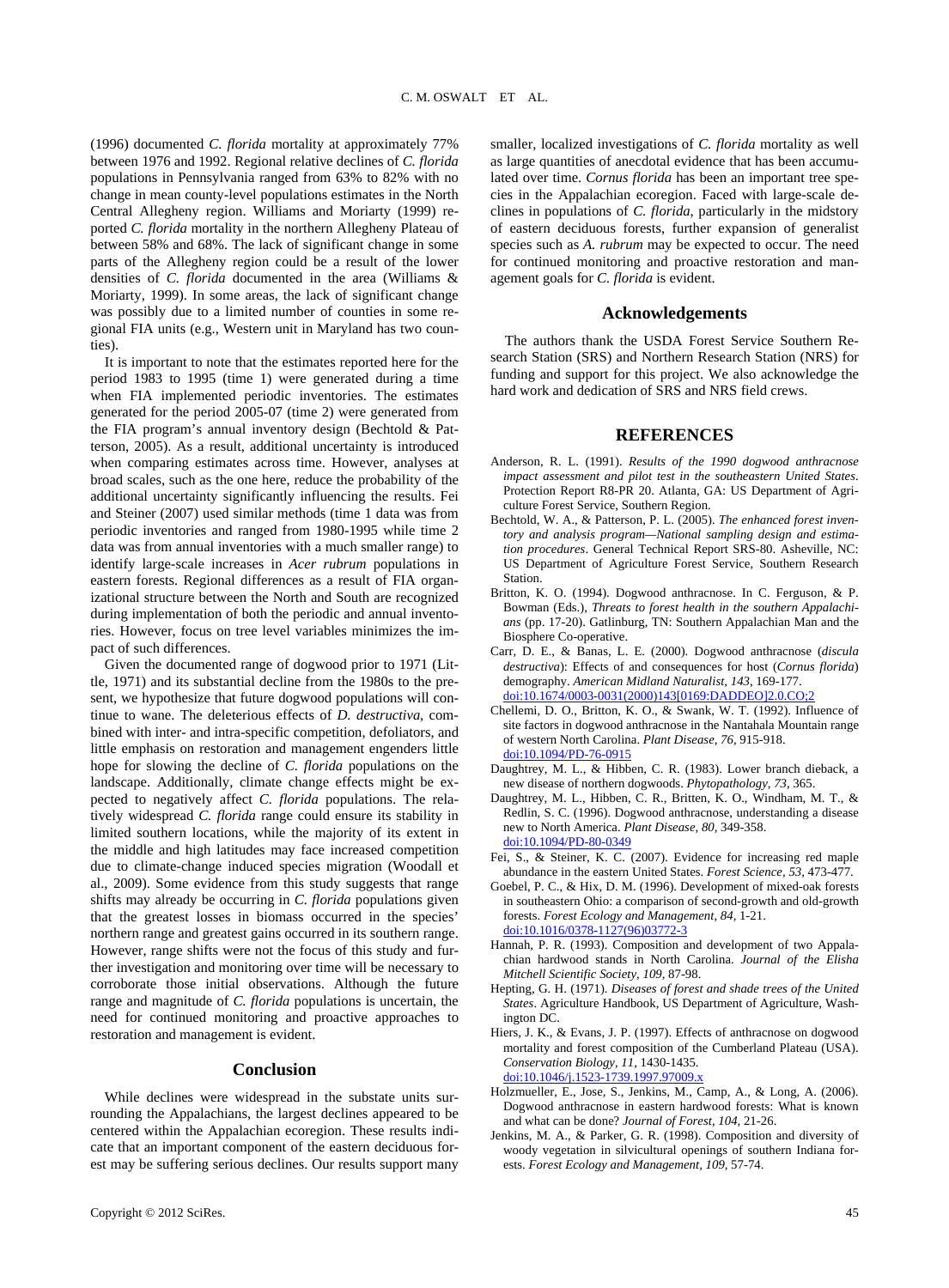(1996) documented *C. florida* mortality at approximately 77% between 1976 and 1992. Regional relative declines of *C. florida* populations in Pennsylvania ranged from 63% to 82% with no change in mean county-level populations estimates in the North Central Allegheny region. Williams and Moriarty (1999) reported *C. florida* mortality in the northern Allegheny Plateau of between 58% and 68%. The lack of significant change in some parts of the Allegheny region could be a result of the lower densities of *C. florida* documented in the area (Williams & Moriarty, 1999). In some areas, the lack of significant change was possibly due to a limited number of counties in some regional FIA units (e.g., Western unit in Maryland has two counties).

It is important to note that the estimates reported here for the period 1983 to 1995 (time 1) were generated during a time when FIA implemented periodic inventories. The estimates generated for the period 2005-07 (time 2) were generated from the FIA program's annual inventory design (Bechtold & Patterson, 2005). As a result, additional uncertainty is introduced when comparing estimates across time. However, analyses at broad scales, such as the one here, reduce the probability of the additional uncertainty significantly influencing the results. Fei and Steiner (2007) used similar methods (time 1 data was from periodic inventories and ranged from 1980-1995 while time 2 data was from annual inventories with a much smaller range) to identify large-scale increases in *Acer rubrum* populations in eastern forests. Regional differences as a result of FIA organizational structure between the North and South are recognized during implementation of both the periodic and annual inventories. However, focus on tree level variables minimizes the impact of such differences.

Given the documented range of dogwood prior to 1971 (Little, 1971) and its substantial decline from the 1980s to the present, we hypothesize that future dogwood populations will continue to wane. The deleterious effects of *D. destructiva*, combined with inter- and intra-specific competition, defoliators, and little emphasis on restoration and management engenders little hope for slowing the decline of *C. florida* populations on the landscape. Additionally, climate change effects might be expected to negatively affect *C. florida* populations. The relatively widespread *C. florida* range could ensure its stability in limited southern locations, while the majority of its extent in the middle and high latitudes may face increased competition due to climate-change induced species migration (Woodall et al., 2009). Some evidence from this study suggests that range shifts may already be occurring in *C. florida* populations given that the greatest losses in biomass occurred in the species' northern range and greatest gains occurred in its southern range. However, range shifts were not the focus of this study and further investigation and monitoring over time will be necessary to corroborate those initial observations. Although the future range and magnitude of *C. florida* populations is uncertain, the need for continued monitoring and proactive approaches to restoration and management is evident.

## Conclusion

While declines were widespread in the substate units surrounding the Appalachians, the largest declines appeared to be centered within the Appalachian ecoregion. These results indicate that an important component of the eastern deciduous forest may be suffering serious declines. Our results support many smaller, localized investigations of *C. florida* mortality as well as large quantities of anecdotal evidence that has been accumulated over time. *Cornus florida* has been an important tree species in the Appalachian ecoregion. Faced with large-scale declines in populations of *C. florida*, particularly in the midstory of eastern deciduous forests, further expansion of generalist species such as *A. rubrum* may be expected to occur. The need for continued monitoring and proactive restoration and management goals for *C. florida* is evident.

## Acknowledgements

The authors thank the USDA Forest Service Southern Research Station (SRS) and Northern Research Station (NRS) for funding and support for this project. We also acknowledge the hard work and dedication of SRS and NRS field crews.

## REFERENCES

Anderson, R. L. (1991). *Results of the 1990 dogwood anthracnose impact assessment and pilot test in the southeastern United States*. Protection Report R8-PR 20. Atlanta, GA: US Department of Agriculture Forest Service, Southern Region.

Bechtold, W. A., & Patterson, P. L. (2005). *The enhanced forest inventory and analysis program—National sampling design and estimation procedures*. General Technical Report SRS-80. Asheville, NC: US Department of Agriculture Forest Service, Southern Research Station.

Britton, K. O. (1994). Dogwood anthracnose. In C. Ferguson, & P. Bowman (Eds.), *Threats to forest health in the southern Appalachians* (pp. 17-20). Gatlinburg, TN: Southern Appalachian Man and the Biosphere Co-operative.

Carr, D. E., & Banas, L. E. (2000). Dogwood anthracnose (*discula destructiva*): Effects of and consequences for host (*Cornus florida*) demography. *American Midland Naturalist, 143,* 169-177. doi:10.1674/0003-0031(2000)143[0169:DADDEO]2.0.CO;2

Chellemi, D. O., Britton, K. O., & Swank, W. T. (1992). Influence of site factors in dogwood anthracnose in the Nantahala Mountain range of western North Carolina. *Plant Disease, 76,* 915-918. doi:10.1094/PD-76-0915

Daughtrey, M. L., & Hibben, C. R. (1983). Lower branch dieback, a new disease of northern dogwoods. *Phytopathology, 73,* 365.

Daughtrey, M. L., Hibben, C. R., Britten, K. O., Windham, M. T., & Redlin, S. C. (1996). Dogwood anthracnose, understanding a disease new to North America. *Plant Disease, 80,* 349-358. doi:10.1094/PD-80-0349

Fei, S., & Steiner, K. C. (2007). Evidence for increasing red maple abundance in the eastern United States. *Forest Science, 53,* 473-477.

Goebel, P. C., & Hix, D. M. (1996). Development of mixed-oak forests in southeastern Ohio: a comparison of second-growth and old-growth forests. *Forest Ecology and Management, 84,* 1-21. doi:10.1016/0378-1127(96)03772-3

Hannah, P. R. (1993). Composition and development of two Appalachian hardwood stands in North Carolina. *Journal of the Elisha Mitchell Scientific Society, 109,* 87-98.

Hepting, G. H. (1971). *Diseases of forest and shade trees of the United States*. Agriculture Handbook, US Department of Agriculture, Washington DC.

Hiers, J. K., & Evans, J. P. (1997). Effects of anthracnose on dogwood mortality and forest composition of the Cumberland Plateau (USA). *Conservation Biology, 11,* 1430-1435. doi:10.1046/j.1523-1739.1997.97009.x

Holzmueller, E., Jose, S., Jenkins, M., Camp, A., & Long, A. (2006). Dogwood anthracnose in eastern hardwood forests: What is known and what can be done? *Journal of Forest, 104,* 21-26.

Jenkins, M. A., & Parker, G. R. (1998). Composition and diversity of woody vegetation in silvicultural openings of southern Indiana forests. *Forest Ecology and Management, 109,* 57-74.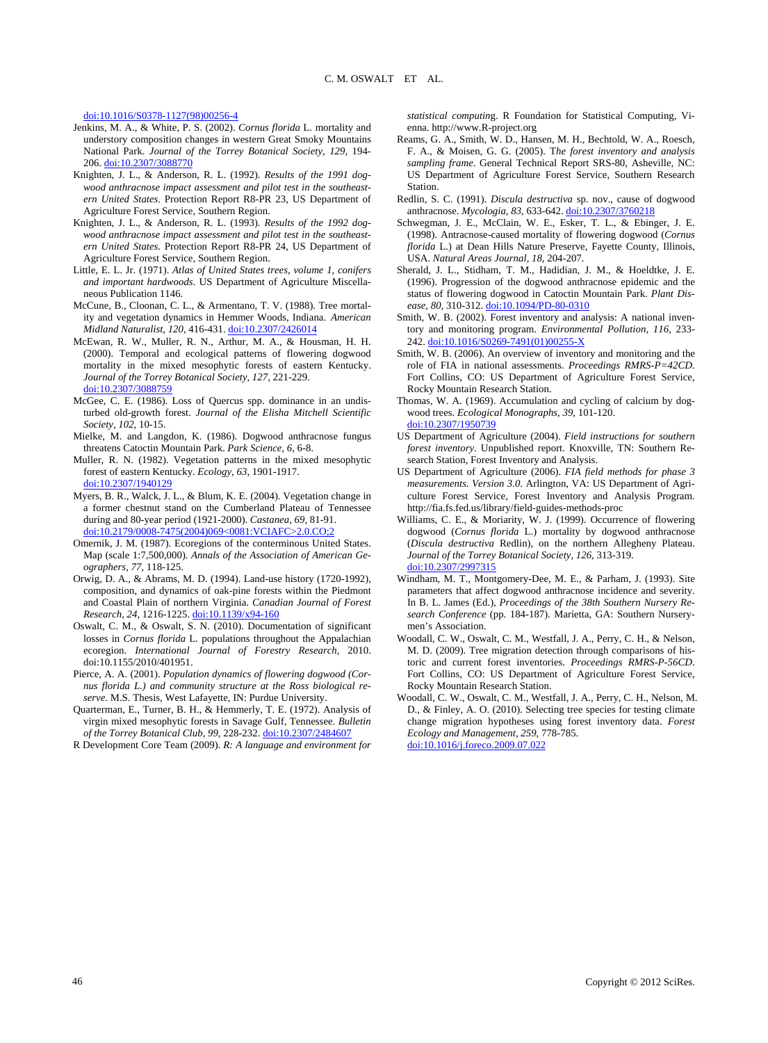doi:10.1016/S0378-1127(98)00256-4

Jenkins, M. A., & White, P. S. (2002). *Cornus florida* L. mortality and understory composition changes in western Great Smoky Mountains National Park. *Journal of the Torrey Botanical Society, 129*, 194-206. doi:10.2307/3088770

Knighten, J. L., & Anderson, R. L. (1992). *Results of the 1991 dogwood anthracnose impact assessment and pilot test in the southeastern United States*. Protection Report R8-PR 23, US Department of Agriculture Forest Service, Southern Region.

Knighten, J. L., & Anderson, R. L. (1993). *Results of the 1992 dogwood anthracnose impact assessment and pilot test in the southeastern United States*. Protection Report R8-PR 24, US Department of Agriculture Forest Service, Southern Region.

Little, E. L. Jr. (1971). *Atlas of United States trees, volume 1, conifers and important hardwoods*. US Department of Agriculture Miscellaneous Publication 1146.

McCune, B., Cloonan, C. L., & Armentano, T. V. (1988). Tree mortality and vegetation dynamics in Hemmer Woods, Indiana. *American Midland Naturalist, 120*, 416-431. doi:10.2307/2426014

McEwan, R. W., Muller, R. N., Arthur, M. A., & Housman, H. H. (2000). Temporal and ecological patterns of flowering dogwood mortality in the mixed mesophytic forests of eastern Kentucky. *Journal of the Torrey Botanical Society, 127*, 221-229. doi:10.2307/3088759

McGee, C. E. (1986). Loss of Quercus spp. dominance in an undisturbed old-growth forest. *Journal of the Elisha Mitchell Scientific Society, 102*, 10-15.

Mielke, M. and Langdon, K. (1986). Dogwood anthracnose fungus threatens Catoctin Mountain Park. *Park Science, 6*, 6-8.

Muller, R. N. (1982). Vegetation patterns in the mixed mesophytic forest of eastern Kentucky. *Ecology, 63*, 1901-1917. doi:10.2307/1940129

Myers, B. R., Walck, J. L., & Blum, K. E. (2004). Vegetation change in a former chestnut stand on the Cumberland Plateau of Tennessee during and 80-year period (1921-2000). *Castanea, 69*, 81-91. doi:10.2179/0008-7475(2004)069<0081:VCIAFC>2.0.CO;2

Omernik, J. M. (1987). Ecoregions of the conterminous United States. Map (scale 1:7,500,000). *Annals of the Association of American Geographers, 77*, 118-125.

Orwig, D. A., & Abrams, M. D. (1994). Land-use history (1720-1992), composition, and dynamics of oak-pine forests within the Piedmont and Coastal Plain of northern Virginia. *Canadian Journal of Forest Research, 24*, 1216-1225. doi:10.1139/x94-160

Oswalt, C. M., & Oswalt, S. N. (2010). Documentation of significant losses in *Cornus florida* L. populations throughout the Appalachian ecoregion. *International Journal of Forestry Research*, 2010. doi:10.1155/2010/401951.

Pierce, A. A. (2001). *Population dynamics of flowering dogwood (Cornus florida L.) and community structure at the Ross biological reserve*. M.S. Thesis, West Lafayette, IN: Purdue University.

Quarterman, E., Turner, B. H., & Hemmerly, T. E. (1972). Analysis of virgin mixed mesophytic forests in Savage Gulf, Tennessee. *Bulletin of the Torrey Botanical Club, 99*, 228-232. doi:10.2307/2484607

R Development Core Team (2009). *R: A language and environment for statistical computing*. R Foundation for Statistical Computing, Vienna. http://www.R-project.org

Reams, G. A., Smith, W. D., Hansen, M. H., Bechtold, W. A., Roesch, F. A., & Moisen, G. G. (2005). *The forest inventory and analysis sampling frame*. General Technical Report SRS-80, Asheville, NC: US Department of Agriculture Forest Service, Southern Research Station.

Redlin, S. C. (1991). *Discula destructiva* sp. nov., cause of dogwood anthracnose. *Mycologia, 83*, 633-642. doi:10.2307/3760218

Schwegman, J. E., McClain, W. E., Esker, T. L., & Ebinger, J. E. (1998). Antracnose-caused mortality of flowering dogwood (*Cornus florida* L.) at Dean Hills Nature Preserve, Fayette County, Illinois, USA. *Natural Areas Journal, 18*, 204-207.

Sherald, J. L., Stidham, T. M., Hadidian, J. M., & Hoeldtke, J. E. (1996). Progression of the dogwood anthracnose epidemic and the status of flowering dogwood in Catoctin Mountain Park. *Plant Disease, 80*, 310-312. doi:10.1094/PD-80-0310

Smith, W. B. (2002). Forest inventory and analysis: A national inventory and monitoring program. *Environmental Pollution, 116*, 233-242. doi:10.1016/S0269-7491(01)00255-X

Smith, W. B. (2006). An overview of inventory and monitoring and the role of FIA in national assessments. *Proceedings RMRS-P=42CD*. Fort Collins, CO: US Department of Agriculture Forest Service, Rocky Mountain Research Station.

Thomas, W. A. (1969). Accumulation and cycling of calcium by dogwood trees. *Ecological Monographs, 39*, 101-120. doi:10.2307/1950739

US Department of Agriculture (2004). *Field instructions for southern forest inventory*. Unpublished report. Knoxville, TN: Southern Research Station, Forest Inventory and Analysis.

US Department of Agriculture (2006). *FIA field methods for phase 3 measurements. Version 3.0*. Arlington, VA: US Department of Agriculture Forest Service, Forest Inventory and Analysis Program. http://fia.fs.fed.us/library/field-guides-methods-proc

Williams, C. E., & Moriarity, W. J. (1999). Occurrence of flowering dogwood (*Cornus florida* L.) mortality by dogwood anthracnose (*Discula destructiva* Redlin), on the northern Allegheny Plateau. *Journal of the Torrey Botanical Society, 126*, 313-319. doi:10.2307/2997315

Windham, M. T., Montgomery-Dee, M. E., & Parham, J. (1993). Site parameters that affect dogwood anthracnose incidence and severity. In B. L. James (Ed.), *Proceedings of the 38th Southern Nursery Research Conference* (pp. 184-187). Marietta, GA: Southern Nurserymen's Association.

Woodall, C. W., Oswalt, C. M., Westfall, J. A., Perry, C. H., & Nelson, M. D. (2009). Tree migration detection through comparisons of historic and current forest inventories. *Proceedings RMRS-P-56CD*. Fort Collins, CO: US Department of Agriculture Forest Service, Rocky Mountain Research Station.

Woodall, C. W., Oswalt, C. M., Westfall, J. A., Perry, C. H., Nelson, M. D., & Finley, A. O. (2010). Selecting tree species for testing climate change migration hypotheses using forest inventory data. *Forest Ecology and Management, 259*, 778-785. doi:10.1016/j.foreco.2009.07.022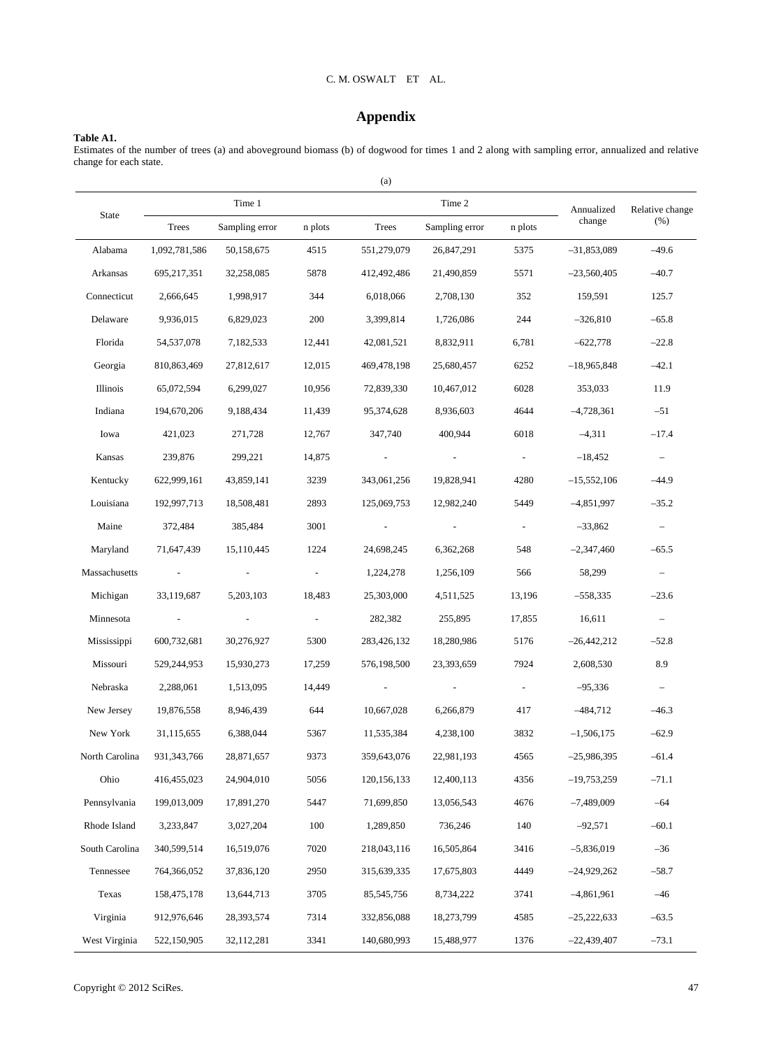## Appendix

**Table A1.**
Estimates of the number of trees (a) and aboveground biomass (b) of dogwood for times 1 and 2 along with sampling error, annualized and relative change for each state.

(a)

| State | Time 1 | | | Time 2 | | | Annualized change | Relative change (%) |
|---|---|---|---|---|---|---|---|---|
| | Trees | Sampling error | n plots | Trees | Sampling error | n plots | | |
| Alabama | 1,092,781,586 | 50,158,675 | 4515 | 551,279,079 | 26,847,291 | 5375 | –31,853,089 | –49.6 |
| Arkansas | 695,217,351 | 32,258,085 | 5878 | 412,492,486 | 21,490,859 | 5571 | –23,560,405 | –40.7 |
| Connecticut | 2,666,645 | 1,998,917 | 344 | 6,018,066 | 2,708,130 | 352 | 159,591 | 125.7 |
| Delaware | 9,936,015 | 6,829,023 | 200 | 3,399,814 | 1,726,086 | 244 | –326,810 | –65.8 |
| Florida | 54,537,078 | 7,182,533 | 12,441 | 42,081,521 | 8,832,911 | 6,781 | –622,778 | –22.8 |
| Georgia | 810,863,469 | 27,812,617 | 12,015 | 469,478,198 | 25,680,457 | 6252 | –18,965,848 | –42.1 |
| Illinois | 65,072,594 | 6,299,027 | 10,956 | 72,839,330 | 10,467,012 | 6028 | 353,033 | 11.9 |
| Indiana | 194,670,206 | 9,188,434 | 11,439 | 95,374,628 | 8,936,603 | 4644 | –4,728,361 | –51 |
| Iowa | 421,023 | 271,728 | 12,767 | 347,740 | 400,944 | 6018 | –4,311 | –17.4 |
| Kansas | 239,876 | 299,221 | 14,875 | - | - | - | –18,452 | – |
| Kentucky | 622,999,161 | 43,859,141 | 3239 | 343,061,256 | 19,828,941 | 4280 | –15,552,106 | –44.9 |
| Louisiana | 192,997,713 | 18,508,481 | 2893 | 125,069,753 | 12,982,240 | 5449 | –4,851,997 | –35.2 |
| Maine | 372,484 | 385,484 | 3001 | - | - | - | –33,862 | – |
| Maryland | 71,647,439 | 15,110,445 | 1224 | 24,698,245 | 6,362,268 | 548 | –2,347,460 | –65.5 |
| Massachusetts | - | - | - | 1,224,278 | 1,256,109 | 566 | 58,299 | – |
| Michigan | 33,119,687 | 5,203,103 | 18,483 | 25,303,000 | 4,511,525 | 13,196 | –558,335 | –23.6 |
| Minnesota | - | - | - | 282,382 | 255,895 | 17,855 | 16,611 | – |
| Mississippi | 600,732,681 | 30,276,927 | 5300 | 283,426,132 | 18,280,986 | 5176 | –26,442,212 | –52.8 |
| Missouri | 529,244,953 | 15,930,273 | 17,259 | 576,198,500 | 23,393,659 | 7924 | 2,608,530 | 8.9 |
| Nebraska | 2,288,061 | 1,513,095 | 14,449 | - | - | - | –95,336 | – |
| New Jersey | 19,876,558 | 8,946,439 | 644 | 10,667,028 | 6,266,879 | 417 | –484,712 | –46.3 |
| New York | 31,115,655 | 6,388,044 | 5367 | 11,535,384 | 4,238,100 | 3832 | –1,506,175 | –62.9 |
| North Carolina | 931,343,766 | 28,871,657 | 9373 | 359,643,076 | 22,981,193 | 4565 | –25,986,395 | –61.4 |
| Ohio | 416,455,023 | 24,904,010 | 5056 | 120,156,133 | 12,400,113 | 4356 | –19,753,259 | –71.1 |
| Pennsylvania | 199,013,009 | 17,891,270 | 5447 | 71,699,850 | 13,056,543 | 4676 | –7,489,009 | –64 |
| Rhode Island | 3,233,847 | 3,027,204 | 100 | 1,289,850 | 736,246 | 140 | –92,571 | –60.1 |
| South Carolina | 340,599,514 | 16,519,076 | 7020 | 218,043,116 | 16,505,864 | 3416 | –5,836,019 | –36 |
| Tennessee | 764,366,052 | 37,836,120 | 2950 | 315,639,335 | 17,675,803 | 4449 | –24,929,262 | –58.7 |
| Texas | 158,475,178 | 13,644,713 | 3705 | 85,545,756 | 8,734,222 | 3741 | –4,861,961 | –46 |
| Virginia | 912,976,646 | 28,393,574 | 7314 | 332,856,088 | 18,273,799 | 4585 | –25,222,633 | –63.5 |
| West Virginia | 522,150,905 | 32,112,281 | 3341 | 140,680,993 | 15,488,977 | 1376 | –22,439,407 | –73.1 |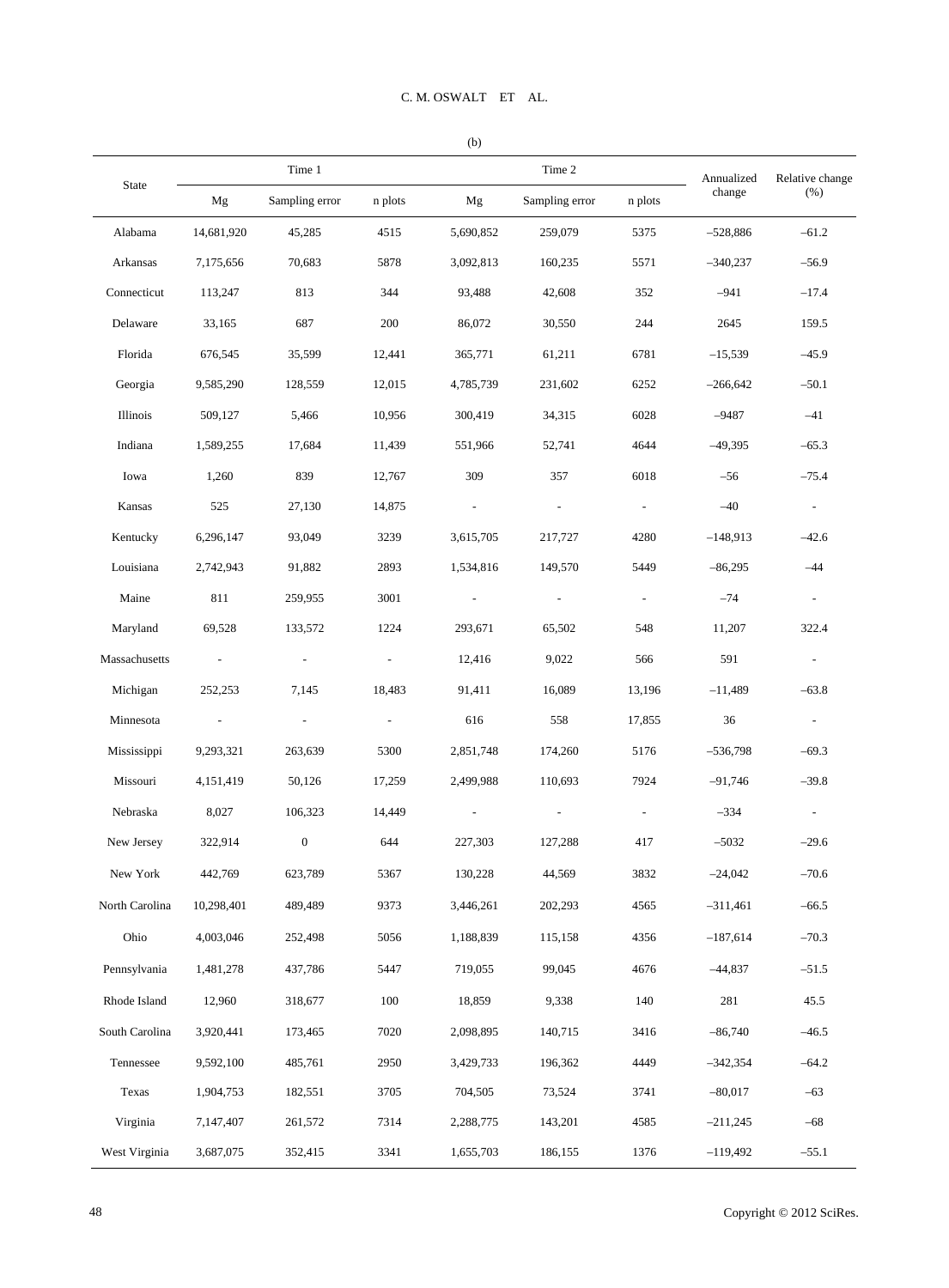(b)

| State | Time 1 | | | Time 2 | | | Annualized change | Relative change (%) |
|---|---|---|---|---|---|---|---|---|
| | Mg | Sampling error | n plots | Mg | Sampling error | n plots | | |
| Alabama | 14,681,920 | 45,285 | 4515 | 5,690,852 | 259,079 | 5375 | –528,886 | –61.2 |
| Arkansas | 7,175,656 | 70,683 | 5878 | 3,092,813 | 160,235 | 5571 | –340,237 | –56.9 |
| Connecticut | 113,247 | 813 | 344 | 93,488 | 42,608 | 352 | –941 | –17.4 |
| Delaware | 33,165 | 687 | 200 | 86,072 | 30,550 | 244 | 2645 | 159.5 |
| Florida | 676,545 | 35,599 | 12,441 | 365,771 | 61,211 | 6781 | –15,539 | –45.9 |
| Georgia | 9,585,290 | 128,559 | 12,015 | 4,785,739 | 231,602 | 6252 | –266,642 | –50.1 |
| Illinois | 509,127 | 5,466 | 10,956 | 300,419 | 34,315 | 6028 | –9487 | –41 |
| Indiana | 1,589,255 | 17,684 | 11,439 | 551,966 | 52,741 | 4644 | –49,395 | –65.3 |
| Iowa | 1,260 | 839 | 12,767 | 309 | 357 | 6018 | –56 | –75.4 |
| Kansas | 525 | 27,130 | 14,875 | - | - | - | –40 | - |
| Kentucky | 6,296,147 | 93,049 | 3239 | 3,615,705 | 217,727 | 4280 | –148,913 | –42.6 |
| Louisiana | 2,742,943 | 91,882 | 2893 | 1,534,816 | 149,570 | 5449 | –86,295 | –44 |
| Maine | 811 | 259,955 | 3001 | - | - | - | –74 | - |
| Maryland | 69,528 | 133,572 | 1224 | 293,671 | 65,502 | 548 | 11,207 | 322.4 |
| Massachusetts | - | - | - | 12,416 | 9,022 | 566 | 591 | - |
| Michigan | 252,253 | 7,145 | 18,483 | 91,411 | 16,089 | 13,196 | –11,489 | –63.8 |
| Minnesota | - | - | - | 616 | 558 | 17,855 | 36 | - |
| Mississippi | 9,293,321 | 263,639 | 5300 | 2,851,748 | 174,260 | 5176 | –536,798 | –69.3 |
| Missouri | 4,151,419 | 50,126 | 17,259 | 2,499,988 | 110,693 | 7924 | –91,746 | –39.8 |
| Nebraska | 8,027 | 106,323 | 14,449 | - | - | - | –334 | - |
| New Jersey | 322,914 | 0 | 644 | 227,303 | 127,288 | 417 | –5032 | –29.6 |
| New York | 442,769 | 623,789 | 5367 | 130,228 | 44,569 | 3832 | –24,042 | –70.6 |
| North Carolina | 10,298,401 | 489,489 | 9373 | 3,446,261 | 202,293 | 4565 | –311,461 | –66.5 |
| Ohio | 4,003,046 | 252,498 | 5056 | 1,188,839 | 115,158 | 4356 | –187,614 | –70.3 |
| Pennsylvania | 1,481,278 | 437,786 | 5447 | 719,055 | 99,045 | 4676 | –44,837 | –51.5 |
| Rhode Island | 12,960 | 318,677 | 100 | 18,859 | 9,338 | 140 | 281 | 45.5 |
| South Carolina | 3,920,441 | 173,465 | 7020 | 2,098,895 | 140,715 | 3416 | –86,740 | –46.5 |
| Tennessee | 9,592,100 | 485,761 | 2950 | 3,429,733 | 196,362 | 4449 | –342,354 | –64.2 |
| Texas | 1,904,753 | 182,551 | 3705 | 704,505 | 73,524 | 3741 | –80,017 | –63 |
| Virginia | 7,147,407 | 261,572 | 7314 | 2,288,775 | 143,201 | 4585 | –211,245 | –68 |
| West Virginia | 3,687,075 | 352,415 | 3341 | 1,655,703 | 186,155 | 1376 | –119,492 | –55.1 |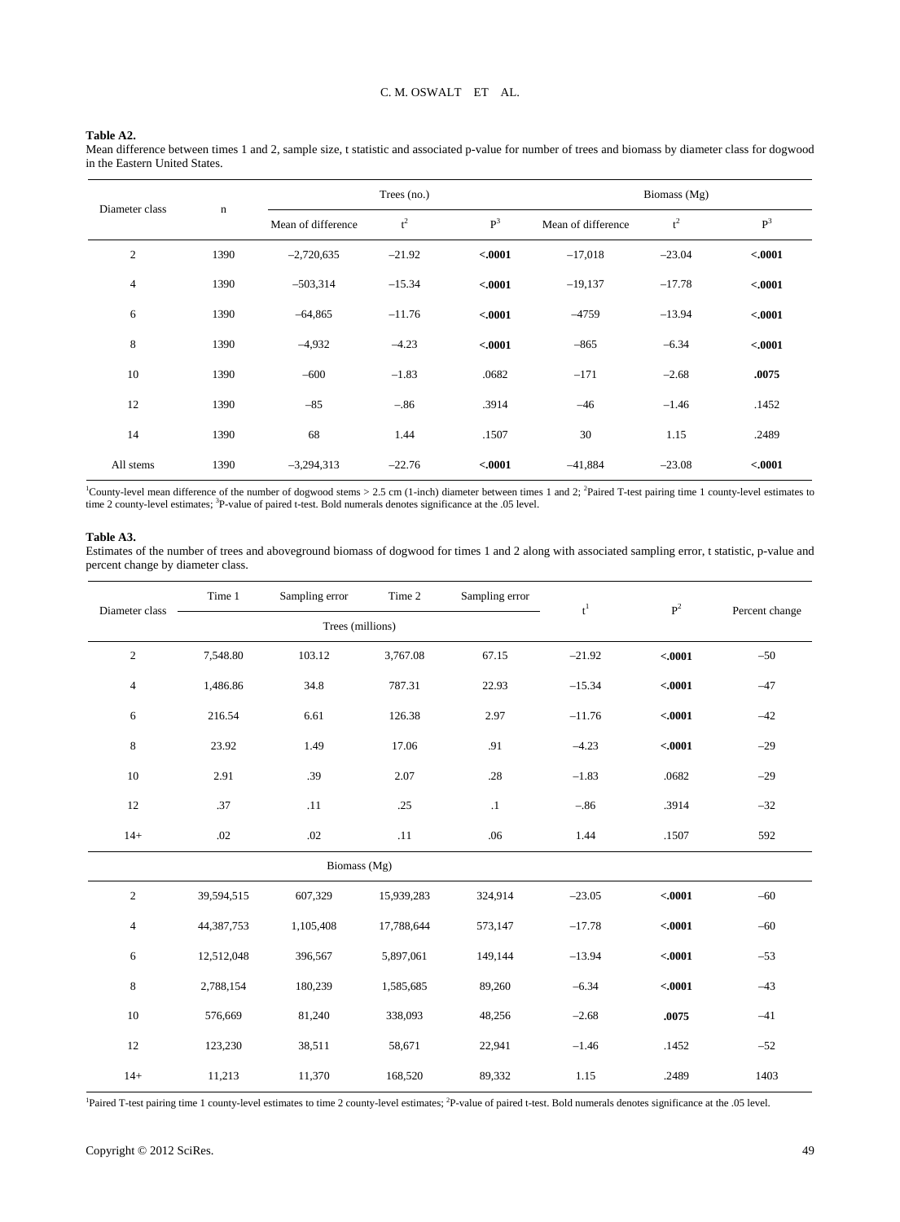**Table A2.**
Mean difference between times 1 and 2, sample size, t statistic and associated p-value for number of trees and biomass by diameter class for dogwood in the Eastern United States.

| Diameter class | n | Trees (no.) | | | Biomass (Mg) | | |
|---|---|---|---|---|---|---|---|
| | | Mean of difference | t[2] | P[3] | Mean of difference | t[2] | P[3] |
| 2 | 1390 | –2,720,635 | –21.92 | **<.0001** | –17,018 | –23.04 | **<.0001** |
| 4 | 1390 | –503,314 | –15.34 | **<.0001** | –19,137 | –17.78 | **<.0001** |
| 6 | 1390 | –64,865 | –11.76 | **<.0001** | –4759 | –13.94 | **<.0001** |
| 8 | 1390 | –4,932 | –4.23 | **<.0001** | –865 | –6.34 | **<.0001** |
| 10 | 1390 | –600 | –1.83 | .0682 | –171 | –2.68 | **.0075** |
| 12 | 1390 | –85 | –.86 | .3914 | –46 | –1.46 | .1452 |
| 14 | 1390 | 68 | 1.44 | .1507 | 30 | 1.15 | .2489 |
| All stems | 1390 | –3,294,313 | –22.76 | **<.0001** | –41,884 | –23.08 | **<.0001** |

[1]County-level mean difference of the number of dogwood stems > 2.5 cm (1-inch) diameter between times 1 and 2; [2]Paired T-test pairing time 1 county-level estimates to time 2 county-level estimates; [3]P-value of paired t-test. Bold numerals denotes significance at the .05 level.

**Table A3.**
Estimates of the number of trees and aboveground biomass of dogwood for times 1 and 2 along with associated sampling error, t statistic, p-value and percent change by diameter class.

| Diameter class | Time 1 | Sampling error | Time 2 | Sampling error | t[1] | P[2] | Percent change |
|---|---|---|---|---|---|---|---|
| | Trees (millions) | | | | | | |
| 2 | 7,548.80 | 103.12 | 3,767.08 | 67.15 | –21.92 | **<.0001** | –50 |
| 4 | 1,486.86 | 34.8 | 787.31 | 22.93 | –15.34 | **<.0001** | –47 |
| 6 | 216.54 | 6.61 | 126.38 | 2.97 | –11.76 | **<.0001** | –42 |
| 8 | 23.92 | 1.49 | 17.06 | .91 | –4.23 | **<.0001** | –29 |
| 10 | 2.91 | .39 | 2.07 | .28 | –1.83 | .0682 | –29 |
| 12 | .37 | .11 | .25 | .1 | –.86 | .3914 | –32 |
| 14+ | .02 | .02 | .11 | .06 | 1.44 | .1507 | 592 |
| | Biomass (Mg) | | | | | | |
| 2 | 39,594,515 | 607,329 | 15,939,283 | 324,914 | –23.05 | **<.0001** | –60 |
| 4 | 44,387,753 | 1,105,408 | 17,788,644 | 573,147 | –17.78 | **<.0001** | –60 |
| 6 | 12,512,048 | 396,567 | 5,897,061 | 149,144 | –13.94 | **<.0001** | –53 |
| 8 | 2,788,154 | 180,239 | 1,585,685 | 89,260 | –6.34 | **<.0001** | –43 |
| 10 | 576,669 | 81,240 | 338,093 | 48,256 | –2.68 | **.0075** | –41 |
| 12 | 123,230 | 38,511 | 58,671 | 22,941 | –1.46 | .1452 | –52 |
| 14+ | 11,213 | 11,370 | 168,520 | 89,332 | 1.15 | .2489 | 1403 |

[1]Paired T-test pairing time 1 county-level estimates to time 2 county-level estimates; [2]P-value of paired t-test. Bold numerals denotes significance at the .05 level.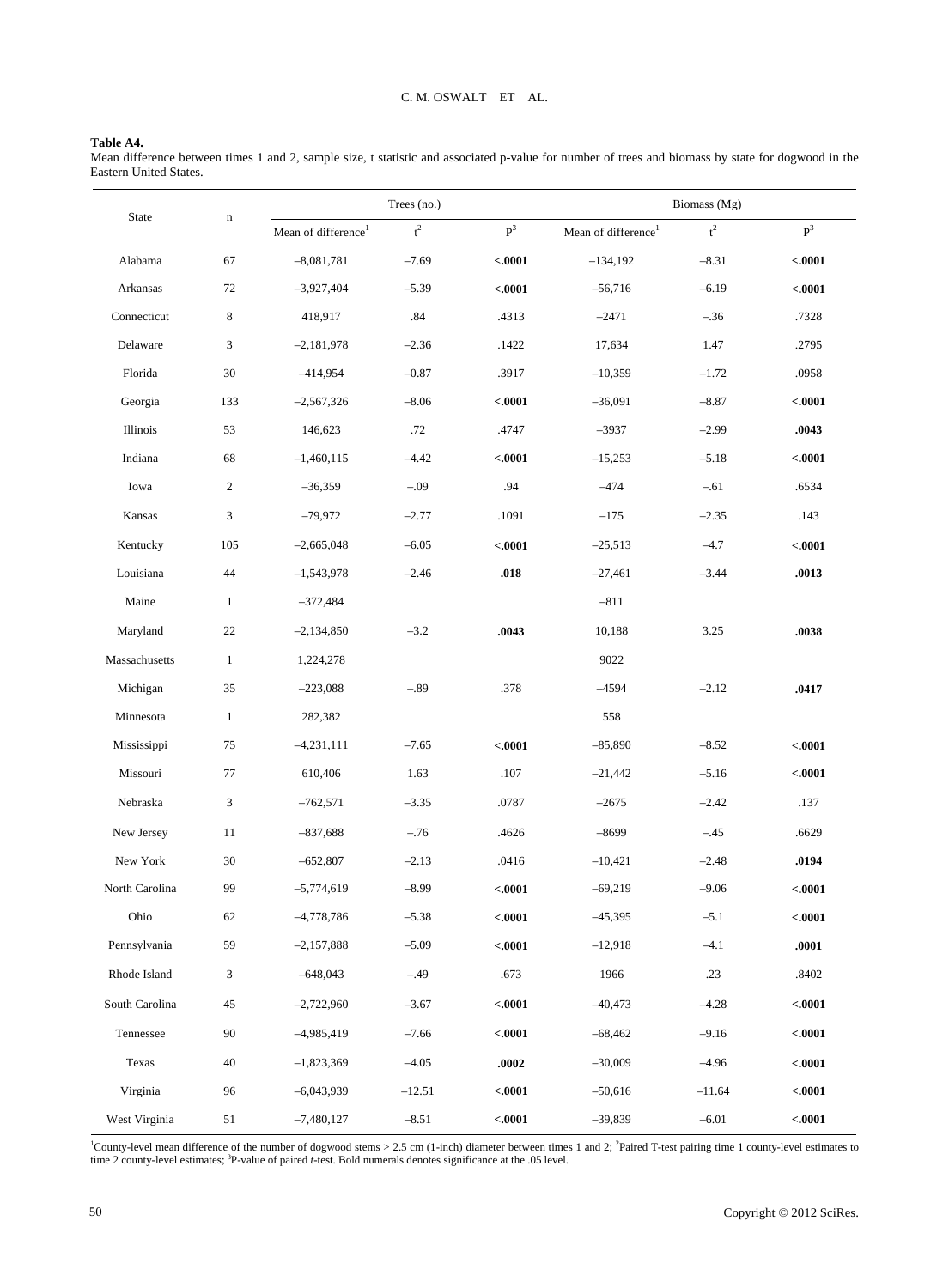**Table A4.**
Mean difference between times 1 and 2, sample size, t statistic and associated p-value for number of trees and biomass by state for dogwood in the Eastern United States.

| State | n | Trees (no.) | | | Biomass (Mg) | | |
|---|---|---|---|---|---|---|---|
| | | Mean of difference[1] | t[2] | P[3] | Mean of difference[1] | t[2] | P[3] |
| Alabama | 67 | –8,081,781 | –7.69 | **<.0001** | –134,192 | –8.31 | **<.0001** |
| Arkansas | 72 | –3,927,404 | –5.39 | **<.0001** | –56,716 | –6.19 | **<.0001** |
| Connecticut | 8 | 418,917 | .84 | .4313 | –2471 | –.36 | .7328 |
| Delaware | 3 | –2,181,978 | –2.36 | .1422 | 17,634 | 1.47 | .2795 |
| Florida | 30 | –414,954 | –0.87 | .3917 | –10,359 | –1.72 | .0958 |
| Georgia | 133 | –2,567,326 | –8.06 | **<.0001** | –36,091 | –8.87 | **<.0001** |
| Illinois | 53 | 146,623 | .72 | .4747 | –3937 | –2.99 | **.0043** |
| Indiana | 68 | –1,460,115 | –4.42 | **<.0001** | –15,253 | –5.18 | **<.0001** |
| Iowa | 2 | –36,359 | –.09 | .94 | –474 | –.61 | .6534 |
| Kansas | 3 | –79,972 | –2.77 | .1091 | –175 | –2.35 | .143 |
| Kentucky | 105 | –2,665,048 | –6.05 | **<.0001** | –25,513 | –4.7 | **<.0001** |
| Louisiana | 44 | –1,543,978 | –2.46 | **.018** | –27,461 | –3.44 | **.0013** |
| Maine | 1 | –372,484 | | | –811 | | |
| Maryland | 22 | –2,134,850 | –3.2 | **.0043** | 10,188 | 3.25 | **.0038** |
| Massachusetts | 1 | 1,224,278 | | | 9022 | | |
| Michigan | 35 | –223,088 | –.89 | .378 | –4594 | –2.12 | **.0417** |
| Minnesota | 1 | 282,382 | | | 558 | | |
| Mississippi | 75 | –4,231,111 | –7.65 | **<.0001** | –85,890 | –8.52 | **<.0001** |
| Missouri | 77 | 610,406 | 1.63 | .107 | –21,442 | –5.16 | **<.0001** |
| Nebraska | 3 | –762,571 | –3.35 | .0787 | –2675 | –2.42 | .137 |
| New Jersey | 11 | –837,688 | –.76 | .4626 | –8699 | –.45 | .6629 |
| New York | 30 | –652,807 | –2.13 | .0416 | –10,421 | –2.48 | **.0194** |
| North Carolina | 99 | –5,774,619 | –8.99 | **<.0001** | –69,219 | –9.06 | **<.0001** |
| Ohio | 62 | –4,778,786 | –5.38 | **<.0001** | –45,395 | –5.1 | **<.0001** |
| Pennsylvania | 59 | –2,157,888 | –5.09 | **<.0001** | –12,918 | –4.1 | **.0001** |
| Rhode Island | 3 | –648,043 | –.49 | .673 | 1966 | .23 | .8402 |
| South Carolina | 45 | –2,722,960 | –3.67 | **<.0001** | –40,473 | –4.28 | **<.0001** |
| Tennessee | 90 | –4,985,419 | –7.66 | **<.0001** | –68,462 | –9.16 | **<.0001** |
| Texas | 40 | –1,823,369 | –4.05 | **.0002** | –30,009 | –4.96 | **<.0001** |
| Virginia | 96 | –6,043,939 | –12.51 | **<.0001** | –50,616 | –11.64 | **<.0001** |
| West Virginia | 51 | –7,480,127 | –8.51 | **<.0001** | –39,839 | –6.01 | **<.0001** |

[1]County-level mean difference of the number of dogwood stems > 2.5 cm (1-inch) diameter between times 1 and 2; [2]Paired T-test pairing time 1 county-level estimates to time 2 county-level estimates; [3]P-value of paired *t*-test. Bold numerals denotes significance at the .05 level.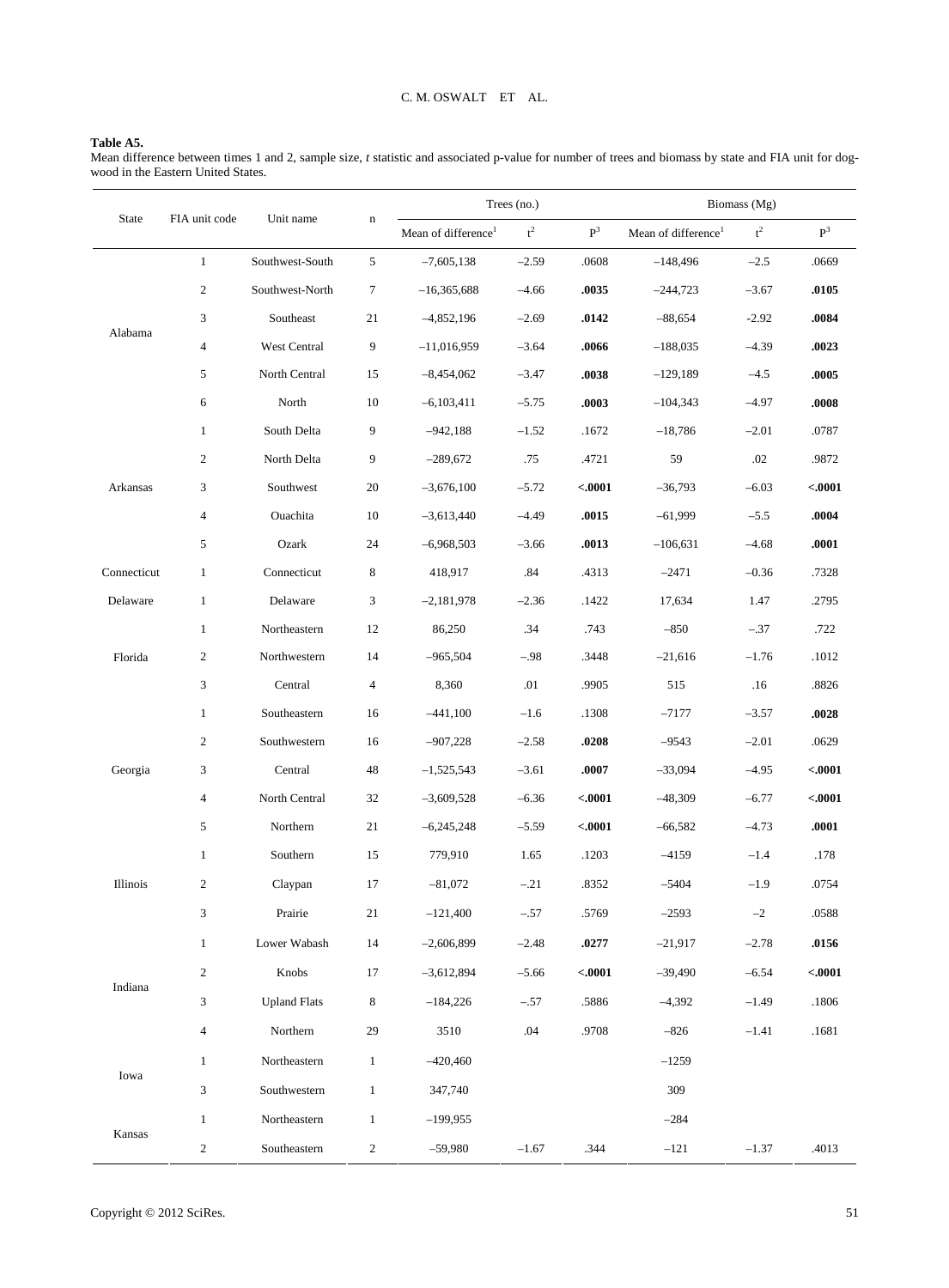**Table A5.**
Mean difference between times 1 and 2, sample size, *t* statistic and associated p-value for number of trees and biomass by state and FIA unit for dogwood in the Eastern United States.

| State | FIA unit code | Unit name | n | Trees (no.) | | | Biomass (Mg) | | |
|---|---|---|---|---|---|---|---|---|---|
| | | | | Mean of difference[1] | t[2] | P[3] | Mean of difference[1] | t[2] | P[3] |
| Alabama | 1 | Southwest-South | 5 | –7,605,138 | –2.59 | .0608 | –148,496 | –2.5 | .0669 |
| | 2 | Southwest-North | 7 | –16,365,688 | –4.66 | **.0035** | –244,723 | –3.67 | **.0105** |
| | 3 | Southeast | 21 | –4,852,196 | –2.69 | **.0142** | –88,654 | -2.92 | **.0084** |
| | 4 | West Central | 9 | –11,016,959 | –3.64 | **.0066** | –188,035 | –4.39 | **.0023** |
| | 5 | North Central | 15 | –8,454,062 | –3.47 | **.0038** | –129,189 | –4.5 | **.0005** |
| | 6 | North | 10 | –6,103,411 | –5.75 | **.0003** | –104,343 | –4.97 | **.0008** |
| Arkansas | 1 | South Delta | 9 | –942,188 | –1.52 | .1672 | –18,786 | –2.01 | .0787 |
| | 2 | North Delta | 9 | –289,672 | .75 | .4721 | 59 | .02 | .9872 |
| | 3 | Southwest | 20 | –3,676,100 | –5.72 | **<.0001** | –36,793 | –6.03 | **<.0001** |
| | 4 | Ouachita | 10 | –3,613,440 | –4.49 | **.0015** | –61,999 | –5.5 | **.0004** |
| | 5 | Ozark | 24 | –6,968,503 | –3.66 | **.0013** | –106,631 | –4.68 | **.0001** |
| Connecticut | 1 | Connecticut | 8 | 418,917 | .84 | .4313 | –2471 | –0.36 | .7328 |
| Delaware | 1 | Delaware | 3 | –2,181,978 | –2.36 | .1422 | 17,634 | 1.47 | .2795 |
| Florida | 1 | Northeastern | 12 | 86,250 | .34 | .743 | –850 | –.37 | .722 |
| | 2 | Northwestern | 14 | –965,504 | –.98 | .3448 | –21,616 | –1.76 | .1012 |
| | 3 | Central | 4 | 8,360 | .01 | .9905 | 515 | .16 | .8826 |
| Georgia | 1 | Southeastern | 16 | –441,100 | –1.6 | .1308 | –7177 | –3.57 | **.0028** |
| | 2 | Southwestern | 16 | –907,228 | –2.58 | **.0208** | –9543 | –2.01 | .0629 |
| | 3 | Central | 48 | –1,525,543 | –3.61 | **.0007** | –33,094 | –4.95 | **<.0001** |
| | 4 | North Central | 32 | –3,609,528 | –6.36 | **<.0001** | –48,309 | –6.77 | **<.0001** |
| | 5 | Northern | 21 | –6,245,248 | –5.59 | **<.0001** | –66,582 | –4.73 | **.0001** |
| Illinois | 1 | Southern | 15 | 779,910 | 1.65 | .1203 | –4159 | –1.4 | .178 |
| | 2 | Claypan | 17 | –81,072 | –.21 | .8352 | –5404 | –1.9 | .0754 |
| | 3 | Prairie | 21 | –121,400 | –.57 | .5769 | –2593 | –2 | .0588 |
| Indiana | 1 | Lower Wabash | 14 | –2,606,899 | –2.48 | **.0277** | –21,917 | –2.78 | **.0156** |
| | 2 | Knobs | 17 | –3,612,894 | –5.66 | **<.0001** | –39,490 | –6.54 | **<.0001** |
| | 3 | Upland Flats | 8 | –184,226 | –.57 | .5886 | –4,392 | –1.49 | .1806 |
| | 4 | Northern | 29 | 3510 | .04 | .9708 | –826 | –1.41 | .1681 |
| Iowa | 1 | Northeastern | 1 | –420,460 | | | –1259 | | |
| | 3 | Southwestern | 1 | 347,740 | | | 309 | | |
| Kansas | 1 | Northeastern | 1 | –199,955 | | | –284 | | |
| | 2 | Southeastern | 2 | –59,980 | –1.67 | .344 | –121 | –1.37 | .4013 |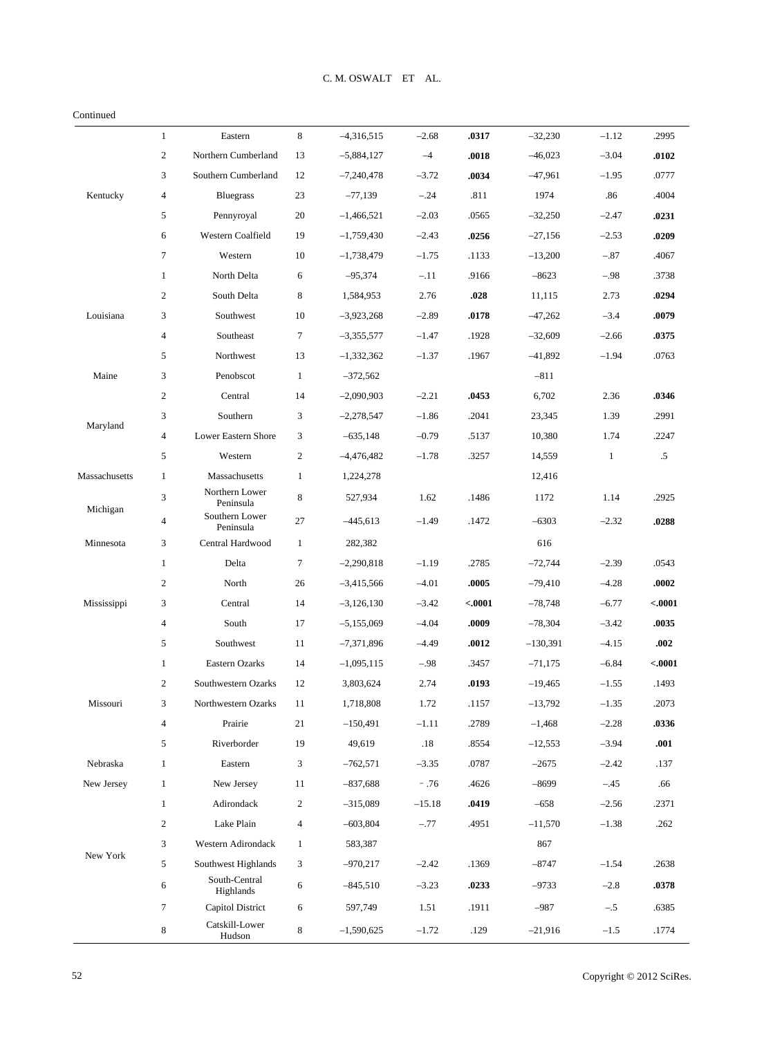Continued

| | | | | | | | | | |
|---|---|---|---|---|---|---|---|---|---|
| Kentucky | 1 | Eastern | 8 | –4,316,515 | –2.68 | **.0317** | –32,230 | –1.12 | .2995 |
| | 2 | Northern Cumberland | 13 | –5,884,127 | –4 | **.0018** | –46,023 | –3.04 | **.0102** |
| | 3 | Southern Cumberland | 12 | –7,240,478 | –3.72 | **.0034** | –47,961 | –1.95 | .0777 |
| | 4 | Bluegrass | 23 | –77,139 | –.24 | .811 | 1974 | .86 | .4004 |
| | 5 | Pennyroyal | 20 | –1,466,521 | –2.03 | .0565 | –32,250 | –2.47 | **.0231** |
| | 6 | Western Coalfield | 19 | –1,759,430 | –2.43 | **.0256** | –27,156 | –2.53 | **.0209** |
| | 7 | Western | 10 | –1,738,479 | –1.75 | .1133 | –13,200 | –.87 | .4067 |
| Louisiana | 1 | North Delta | 6 | –95,374 | –.11 | .9166 | –8623 | –.98 | .3738 |
| | 2 | South Delta | 8 | 1,584,953 | 2.76 | **.028** | 11,115 | 2.73 | **.0294** |
| | 3 | Southwest | 10 | –3,923,268 | –2.89 | **.0178** | –47,262 | –3.4 | **.0079** |
| | 4 | Southeast | 7 | –3,355,577 | –1.47 | .1928 | –32,609 | –2.66 | **.0375** |
| | 5 | Northwest | 13 | –1,332,362 | –1.37 | .1967 | –41,892 | –1.94 | .0763 |
| Maine | 3 | Penobscot | 1 | –372,562 | | | –811 | | |
| Maryland | 2 | Central | 14 | –2,090,903 | –2.21 | **.0453** | 6,702 | 2.36 | **.0346** |
| | 3 | Southern | 3 | –2,278,547 | –1.86 | .2041 | 23,345 | 1.39 | .2991 |
| | 4 | Lower Eastern Shore | 3 | –635,148 | –0.79 | .5137 | 10,380 | 1.74 | .2247 |
| | 5 | Western | 2 | –4,476,482 | –1.78 | .3257 | 14,559 | 1 | .5 |
| Massachusetts | 1 | Massachusetts | 1 | 1,224,278 | | | 12,416 | | |
| Michigan | 3 | Northern Lower Peninsula | 8 | 527,934 | 1.62 | .1486 | 1172 | 1.14 | .2925 |
| | 4 | Southern Lower Peninsula | 27 | –445,613 | –1.49 | .1472 | –6303 | –2.32 | **.0288** |
| Minnesota | 3 | Central Hardwood | 1 | 282,382 | | | 616 | | |
| Mississippi | 1 | Delta | 7 | –2,290,818 | –1.19 | .2785 | –72,744 | –2.39 | .0543 |
| | 2 | North | 26 | –3,415,566 | –4.01 | **.0005** | –79,410 | –4.28 | **.0002** |
| | 3 | Central | 14 | –3,126,130 | –3.42 | **<.0001** | –78,748 | –6.77 | **<.0001** |
| | 4 | South | 17 | –5,155,069 | –4.04 | **.0009** | –78,304 | –3.42 | **.0035** |
| | 5 | Southwest | 11 | –7,371,896 | –4.49 | **.0012** | –130,391 | –4.15 | **.002** |
| Missouri | 1 | Eastern Ozarks | 14 | –1,095,115 | –.98 | .3457 | –71,175 | –6.84 | **<.0001** |
| | 2 | Southwestern Ozarks | 12 | 3,803,624 | 2.74 | **.0193** | –19,465 | –1.55 | .1493 |
| | 3 | Northwestern Ozarks | 11 | 1,718,808 | 1.72 | .1157 | –13,792 | –1.35 | .2073 |
| | 4 | Prairie | 21 | –150,491 | –1.11 | .2789 | –1,468 | –2.28 | **.0336** |
| | 5 | Riverborder | 19 | 49,619 | .18 | .8554 | –12,553 | –3.94 | **.001** |
| Nebraska | 1 | Eastern | 3 | –762,571 | –3.35 | .0787 | –2675 | –2.42 | .137 |
| New Jersey | 1 | New Jersey | 11 | –837,688 | –.76 | .4626 | –8699 | –.45 | .66 |
| New York | 1 | Adirondack | 2 | –315,089 | –15.18 | **.0419** | –658 | –2.56 | .2371 |
| | 2 | Lake Plain | 4 | –603,804 | –.77 | .4951 | –11,570 | –1.38 | .262 |
| | 3 | Western Adirondack | 1 | 583,387 | | | 867 | | |
| | 5 | Southwest Highlands | 3 | –970,217 | –2.42 | .1369 | –8747 | –1.54 | .2638 |
| | 6 | South-Central Highlands | 6 | –845,510 | –3.23 | **.0233** | –9733 | –2.8 | **.0378** |
| | 7 | Capitol District | 6 | 597,749 | 1.51 | .1911 | –987 | –.5 | .6385 |
| | 8 | Catskill-Lower Hudson | 8 | –1,590,625 | –1.72 | .129 | –21,916 | –1.5 | .1774 |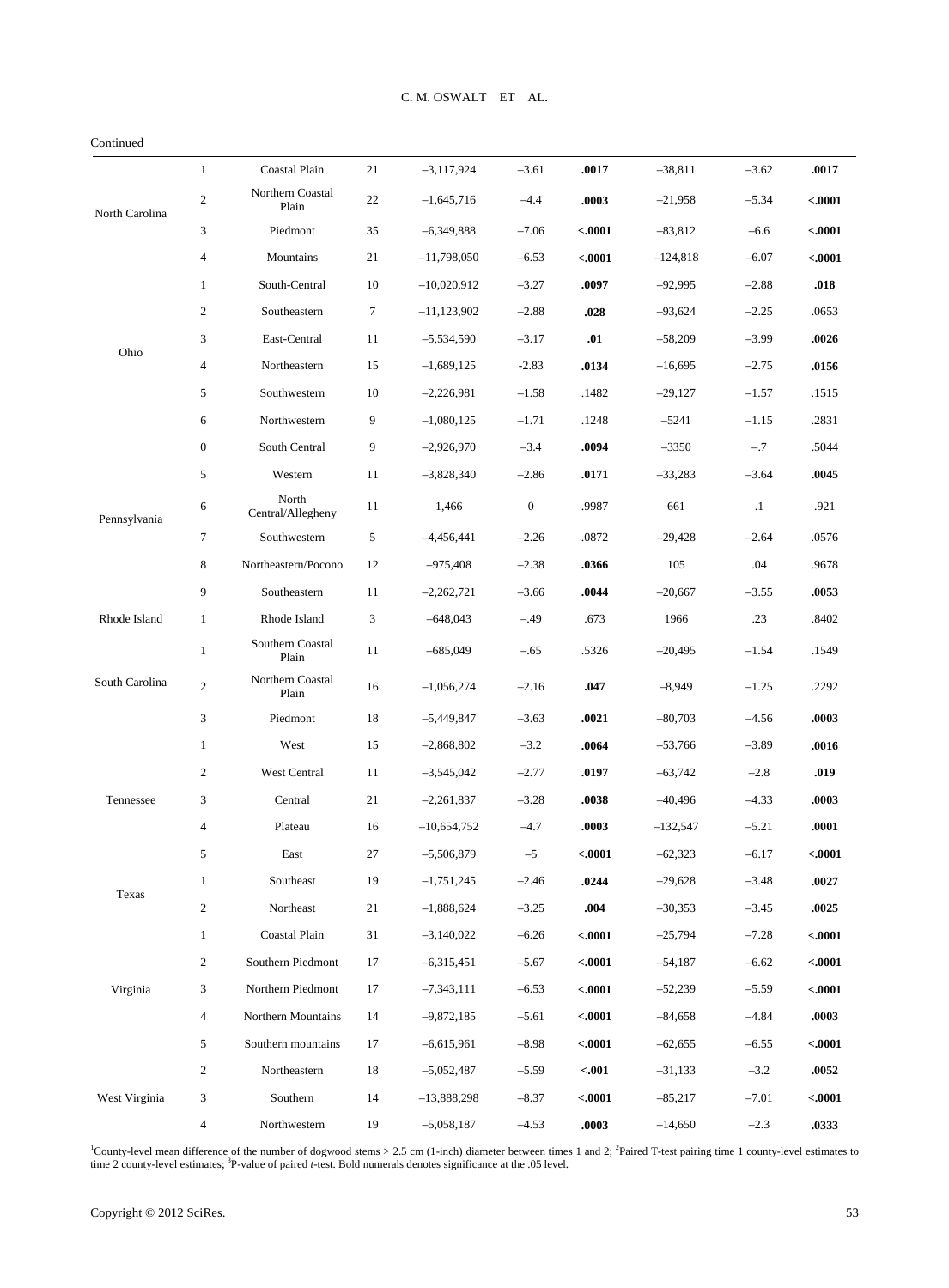Continued

| | | | | | | | | | |
|---|---|---|---|---|---|---|---|---|---|
| North Carolina | 1 | Coastal Plain | 21 | –3,117,924 | –3.61 | **.0017** | –38,811 | –3.62 | **.0017** |
| | 2 | Northern Coastal Plain | 22 | –1,645,716 | –4.4 | **.0003** | –21,958 | –5.34 | **<.0001** |
| | 3 | Piedmont | 35 | –6,349,888 | –7.06 | **<.0001** | –83,812 | –6.6 | **<.0001** |
| | 4 | Mountains | 21 | –11,798,050 | –6.53 | **<.0001** | –124,818 | –6.07 | **<.0001** |
| Ohio | 1 | South-Central | 10 | –10,020,912 | –3.27 | **.0097** | –92,995 | –2.88 | **.018** |
| | 2 | Southeastern | 7 | –11,123,902 | –2.88 | **.028** | –93,624 | –2.25 | .0653 |
| | 3 | East-Central | 11 | –5,534,590 | –3.17 | **.01** | –58,209 | –3.99 | **.0026** |
| | 4 | Northeastern | 15 | –1,689,125 | -2.83 | **.0134** | –16,695 | –2.75 | **.0156** |
| | 5 | Southwestern | 10 | –2,226,981 | –1.58 | .1482 | –29,127 | –1.57 | .1515 |
| | 6 | Northwestern | 9 | –1,080,125 | –1.71 | .1248 | –5241 | –1.15 | .2831 |
| Pennsylvania | 0 | South Central | 9 | –2,926,970 | –3.4 | **.0094** | –3350 | –.7 | .5044 |
| | 5 | Western | 11 | –3,828,340 | –2.86 | **.0171** | –33,283 | –3.64 | **.0045** |
| | 6 | North Central/Allegheny | 11 | 1,466 | 0 | .9987 | 661 | .1 | .921 |
| | 7 | Southwestern | 5 | –4,456,441 | –2.26 | .0872 | –29,428 | –2.64 | .0576 |
| | 8 | Northeastern/Pocono | 12 | –975,408 | –2.38 | **.0366** | 105 | .04 | .9678 |
| | 9 | Southeastern | 11 | –2,262,721 | –3.66 | **.0044** | –20,667 | –3.55 | **.0053** |
| Rhode Island | 1 | Rhode Island | 3 | –648,043 | –.49 | .673 | 1966 | .23 | .8402 |
| South Carolina | 1 | Southern Coastal Plain | 11 | –685,049 | –.65 | .5326 | –20,495 | –1.54 | .1549 |
| | 2 | Northern Coastal Plain | 16 | –1,056,274 | –2.16 | **.047** | –8,949 | –1.25 | .2292 |
| | 3 | Piedmont | 18 | –5,449,847 | –3.63 | **.0021** | –80,703 | –4.56 | **.0003** |
| Tennessee | 1 | West | 15 | –2,868,802 | –3.2 | **.0064** | –53,766 | –3.89 | **.0016** |
| | 2 | West Central | 11 | –3,545,042 | –2.77 | **.0197** | –63,742 | –2.8 | **.019** |
| | 3 | Central | 21 | –2,261,837 | –3.28 | **.0038** | –40,496 | –4.33 | **.0003** |
| | 4 | Plateau | 16 | –10,654,752 | –4.7 | **.0003** | –132,547 | –5.21 | **.0001** |
| | 5 | East | 27 | –5,506,879 | –5 | **<.0001** | –62,323 | –6.17 | **<.0001** |
| Texas | 1 | Southeast | 19 | –1,751,245 | –2.46 | **.0244** | –29,628 | –3.48 | **.0027** |
| | 2 | Northeast | 21 | –1,888,624 | –3.25 | **.004** | –30,353 | –3.45 | **.0025** |
| Virginia | 1 | Coastal Plain | 31 | –3,140,022 | –6.26 | **<.0001** | –25,794 | –7.28 | **<.0001** |
| | 2 | Southern Piedmont | 17 | –6,315,451 | –5.67 | **<.0001** | –54,187 | –6.62 | **<.0001** |
| | 3 | Northern Piedmont | 17 | –7,343,111 | –6.53 | **<.0001** | –52,239 | –5.59 | **<.0001** |
| | 4 | Northern Mountains | 14 | –9,872,185 | –5.61 | **<.0001** | –84,658 | –4.84 | **.0003** |
| | 5 | Southern mountains | 17 | –6,615,961 | –8.98 | **<.0001** | –62,655 | –6.55 | **<.0001** |
| West Virginia | 2 | Northeastern | 18 | –5,052,487 | –5.59 | **<.001** | –31,133 | –3.2 | **.0052** |
| | 3 | Southern | 14 | –13,888,298 | –8.37 | **<.0001** | –85,217 | –7.01 | **<.0001** |
| | 4 | Northwestern | 19 | –5,058,187 | –4.53 | **.0003** | –14,650 | –2.3 | **.0333** |

[1]County-level mean difference of the number of dogwood stems > 2.5 cm (1-inch) diameter between times 1 and 2; [2]Paired T-test pairing time 1 county-level estimates to time 2 county-level estimates; [3]P-value of paired *t*-test. Bold numerals denotes significance at the .05 level.